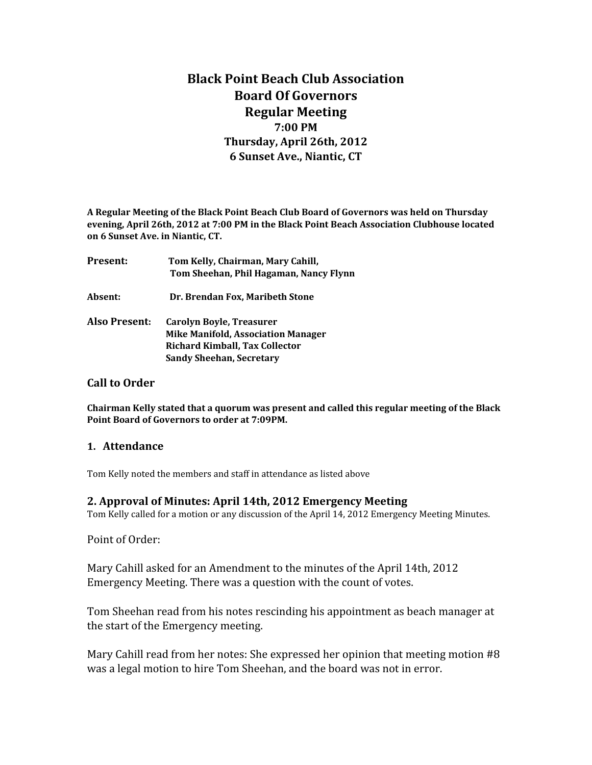# Black Point Beach Club Association
# Board Of Governors
# Regular Meeting
### 7:00 PM
### Thursday, April 26th, 2012
### 6 Sunset Ave., Niantic, CT

**A Regular Meeting of the Black Point Beach Club Board of Governors was held on Thursday evening, April 26th, 2012 at 7:00 PM in the Black Point Beach Association Clubhouse located on 6 Sunset Ave. in Niantic, CT.**

**Present:** **Tom Kelly, Chairman, Mary Cahill, Tom Sheehan, Phil Hagaman, Nancy Flynn**

**Absent:** **Dr. Brendan Fox, Maribeth Stone**

**Also Present:** **Carolyn Boyle, Treasurer**
**Mike Manifold, Association Manager**
**Richard Kimball, Tax Collector**
**Sandy Sheehan, Secretary**

## Call to Order

**Chairman Kelly stated that a quorum was present and called this regular meeting of the Black Point Board of Governors to order at 7:09PM.**

## 1. Attendance

Tom Kelly noted the members and staff in attendance as listed above

## 2. Approval of Minutes: April 14th, 2012 Emergency Meeting

Tom Kelly called for a motion or any discussion of the April 14, 2012 Emergency Meeting Minutes.

Point of Order:

Mary Cahill asked for an Amendment to the minutes of the April 14th, 2012 Emergency Meeting. There was a question with the count of votes.

Tom Sheehan read from his notes rescinding his appointment as beach manager at the start of the Emergency meeting.

Mary Cahill read from her notes: She expressed her opinion that meeting motion #8 was a legal motion to hire Tom Sheehan, and the board was not in error.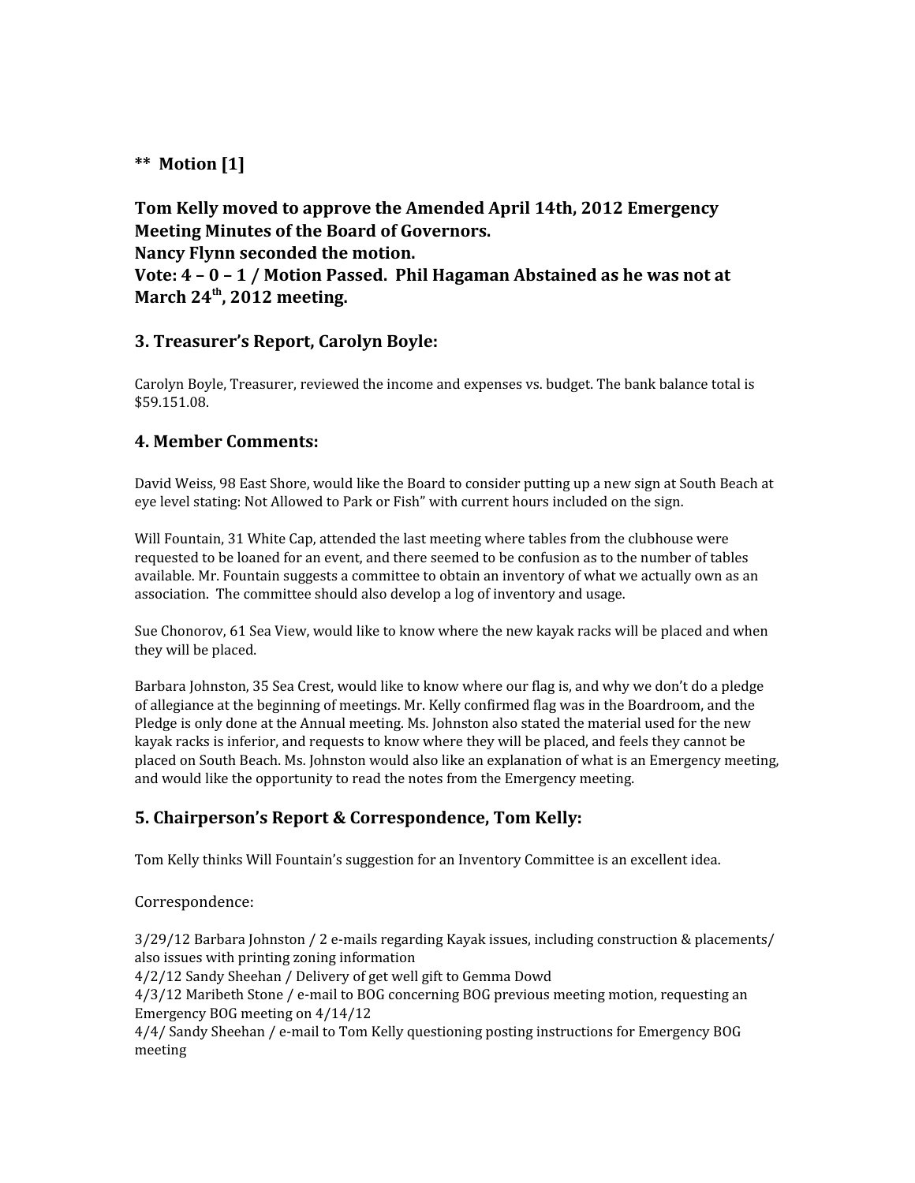**  Motion [1]**

**Tom Kelly moved to approve the Amended April 14th, 2012 Emergency Meeting Minutes of the Board of Governors.**
**Nancy Flynn seconded the motion.**
**Vote: 4 – 0 – 1 / Motion Passed.  Phil Hagaman Abstained as he was not at March 24th, 2012 meeting.**

## 3. Treasurer's Report, Carolyn Boyle:

Carolyn Boyle, Treasurer, reviewed the income and expenses vs. budget. The bank balance total is $59.151.08.

## 4. Member Comments:

David Weiss, 98 East Shore, would like the Board to consider putting up a new sign at South Beach at eye level stating: Not Allowed to Park or Fish" with current hours included on the sign.

Will Fountain, 31 White Cap, attended the last meeting where tables from the clubhouse were requested to be loaned for an event, and there seemed to be confusion as to the number of tables available. Mr. Fountain suggests a committee to obtain an inventory of what we actually own as an association.  The committee should also develop a log of inventory and usage.

Sue Chonorov, 61 Sea View, would like to know where the new kayak racks will be placed and when they will be placed.

Barbara Johnston, 35 Sea Crest, would like to know where our flag is, and why we don't do a pledge of allegiance at the beginning of meetings. Mr. Kelly confirmed flag was in the Boardroom, and the Pledge is only done at the Annual meeting. Ms. Johnston also stated the material used for the new kayak racks is inferior, and requests to know where they will be placed, and feels they cannot be placed on South Beach. Ms. Johnston would also like an explanation of what is an Emergency meeting, and would like the opportunity to read the notes from the Emergency meeting.

## 5. Chairperson's Report & Correspondence, Tom Kelly:

Tom Kelly thinks Will Fountain's suggestion for an Inventory Committee is an excellent idea.

Correspondence:

3/29/12 Barbara Johnston / 2 e-mails regarding Kayak issues, including construction & placements/ also issues with printing zoning information
4/2/12 Sandy Sheehan / Delivery of get well gift to Gemma Dowd
4/3/12 Maribeth Stone / e-mail to BOG concerning BOG previous meeting motion, requesting an Emergency BOG meeting on 4/14/12
4/4/ Sandy Sheehan / e-mail to Tom Kelly questioning posting instructions for Emergency BOG meeting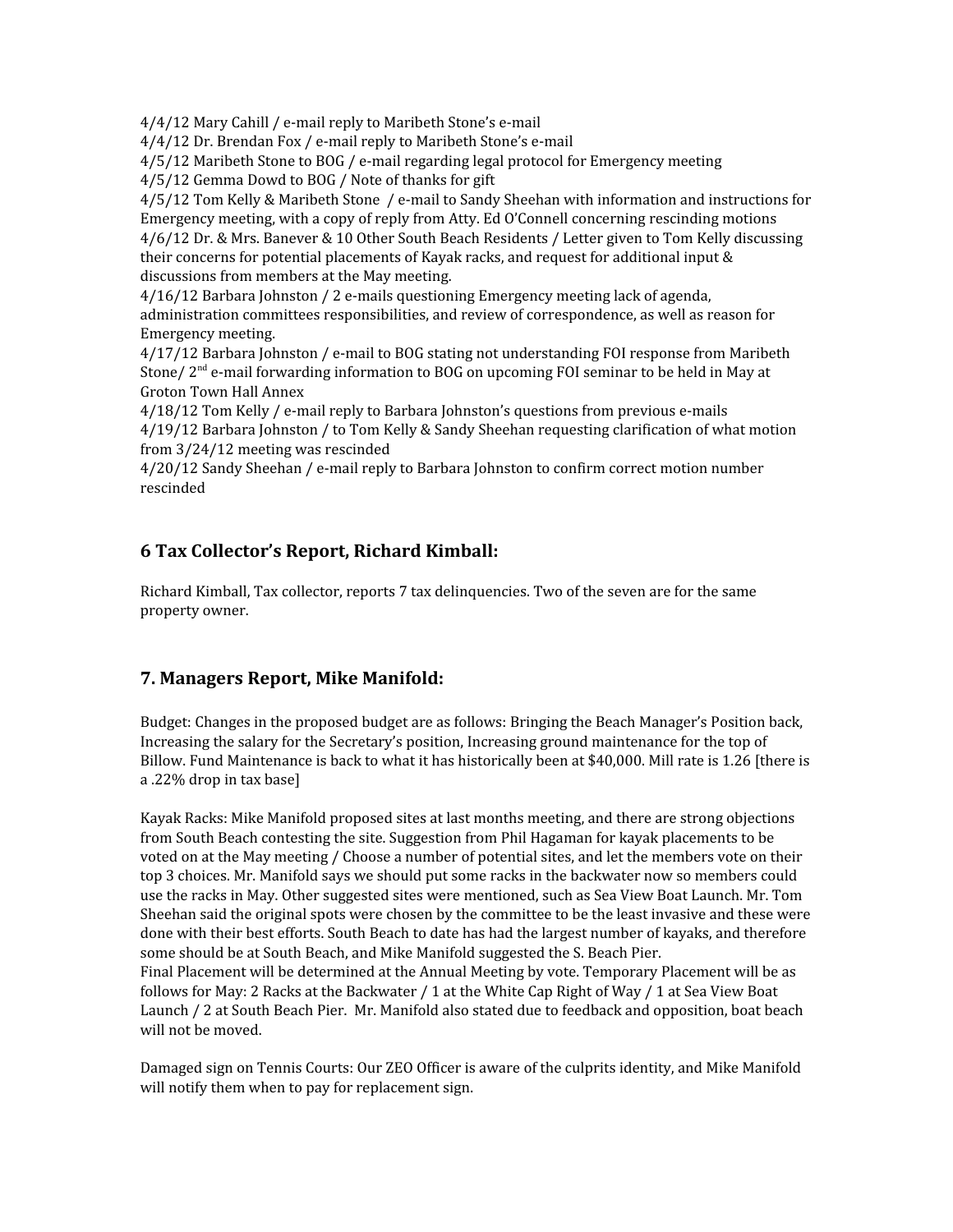4/4/12 Mary Cahill / e-mail reply to Maribeth Stone's e-mail
4/4/12 Dr. Brendan Fox / e-mail reply to Maribeth Stone's e-mail
4/5/12 Maribeth Stone to BOG / e-mail regarding legal protocol for Emergency meeting
4/5/12 Gemma Dowd to BOG / Note of thanks for gift
4/5/12 Tom Kelly & Maribeth Stone / e-mail to Sandy Sheehan with information and instructions for Emergency meeting, with a copy of reply from Atty. Ed O'Connell concerning rescinding motions
4/6/12 Dr. & Mrs. Banever & 10 Other South Beach Residents / Letter given to Tom Kelly discussing their concerns for potential placements of Kayak racks, and request for additional input & discussions from members at the May meeting.
4/16/12 Barbara Johnston / 2 e-mails questioning Emergency meeting lack of agenda, administration committees responsibilities, and review of correspondence, as well as reason for Emergency meeting.
4/17/12 Barbara Johnston / e-mail to BOG stating not understanding FOI response from Maribeth Stone/ 2nd e-mail forwarding information to BOG on upcoming FOI seminar to be held in May at Groton Town Hall Annex
4/18/12 Tom Kelly / e-mail reply to Barbara Johnston's questions from previous e-mails
4/19/12 Barbara Johnston / to Tom Kelly & Sandy Sheehan requesting clarification of what motion from 3/24/12 meeting was rescinded
4/20/12 Sandy Sheehan / e-mail reply to Barbara Johnston to confirm correct motion number rescinded

## 6 Tax Collector's Report, Richard Kimball:

Richard Kimball, Tax collector, reports 7 tax delinquencies. Two of the seven are for the same property owner.

## 7. Managers Report, Mike Manifold:

Budget: Changes in the proposed budget are as follows: Bringing the Beach Manager's Position back, Increasing the salary for the Secretary's position, Increasing ground maintenance for the top of Billow. Fund Maintenance is back to what it has historically been at $40,000. Mill rate is 1.26 [there is a .22% drop in tax base]

Kayak Racks: Mike Manifold proposed sites at last months meeting, and there are strong objections from South Beach contesting the site. Suggestion from Phil Hagaman for kayak placements to be voted on at the May meeting / Choose a number of potential sites, and let the members vote on their top 3 choices. Mr. Manifold says we should put some racks in the backwater now so members could use the racks in May. Other suggested sites were mentioned, such as Sea View Boat Launch. Mr. Tom Sheehan said the original spots were chosen by the committee to be the least invasive and these were done with their best efforts. South Beach to date has had the largest number of kayaks, and therefore some should be at South Beach, and Mike Manifold suggested the S. Beach Pier.
Final Placement will be determined at the Annual Meeting by vote. Temporary Placement will be as follows for May: 2 Racks at the Backwater / 1 at the White Cap Right of Way / 1 at Sea View Boat Launch / 2 at South Beach Pier. Mr. Manifold also stated due to feedback and opposition, boat beach will not be moved.

Damaged sign on Tennis Courts: Our ZEO Officer is aware of the culprits identity, and Mike Manifold will notify them when to pay for replacement sign.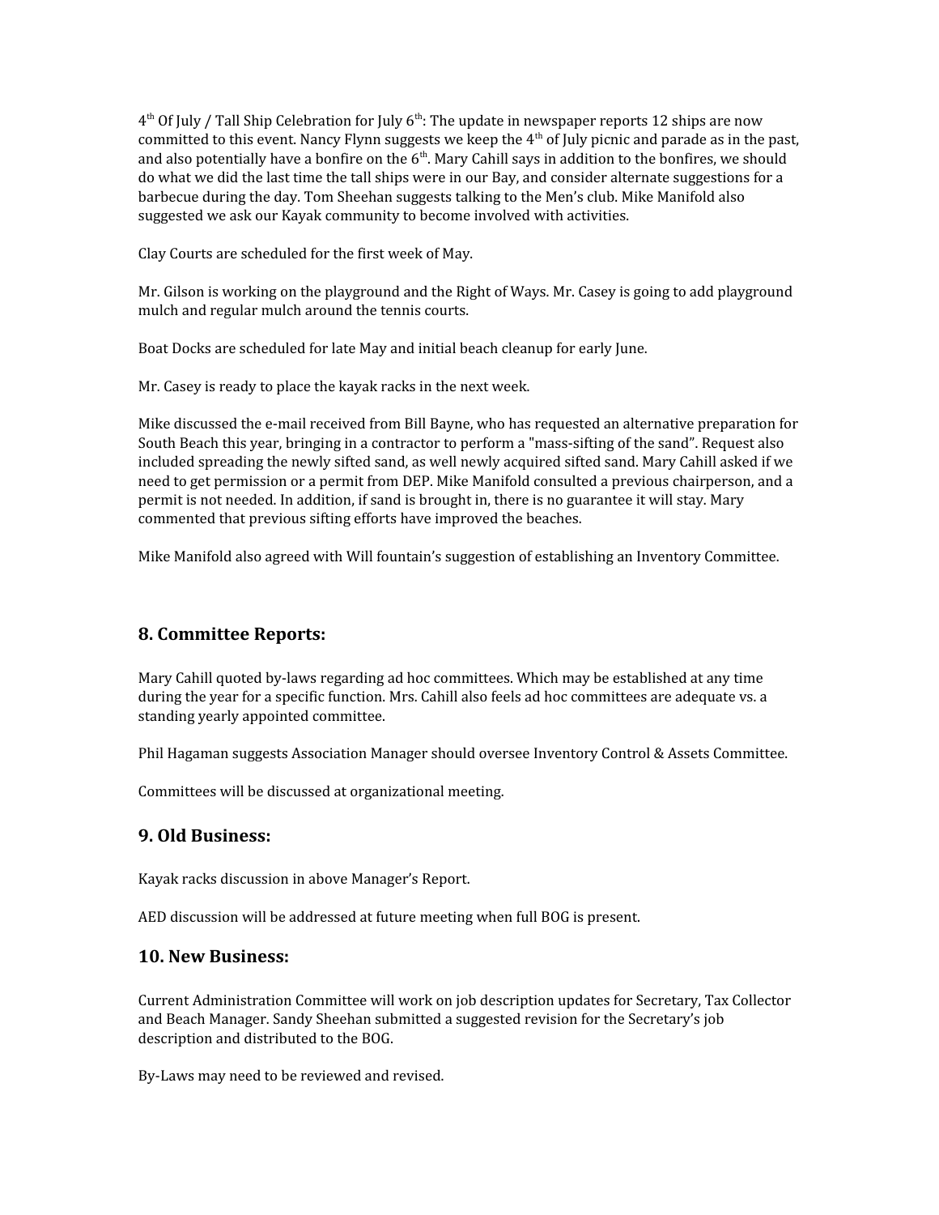4th Of July / Tall Ship Celebration for July 6th: The update in newspaper reports 12 ships are now committed to this event. Nancy Flynn suggests we keep the 4th of July picnic and parade as in the past, and also potentially have a bonfire on the 6th. Mary Cahill says in addition to the bonfires, we should do what we did the last time the tall ships were in our Bay, and consider alternate suggestions for a barbecue during the day. Tom Sheehan suggests talking to the Men's club. Mike Manifold also suggested we ask our Kayak community to become involved with activities.

Clay Courts are scheduled for the first week of May.

Mr. Gilson is working on the playground and the Right of Ways. Mr. Casey is going to add playground mulch and regular mulch around the tennis courts.

Boat Docks are scheduled for late May and initial beach cleanup for early June.

Mr. Casey is ready to place the kayak racks in the next week.

Mike discussed the e-mail received from Bill Bayne, who has requested an alternative preparation for South Beach this year, bringing in a contractor to perform a "mass-sifting of the sand". Request also included spreading the newly sifted sand, as well newly acquired sifted sand. Mary Cahill asked if we need to get permission or a permit from DEP. Mike Manifold consulted a previous chairperson, and a permit is not needed. In addition, if sand is brought in, there is no guarantee it will stay. Mary commented that previous sifting efforts have improved the beaches.

Mike Manifold also agreed with Will fountain's suggestion of establishing an Inventory Committee.

## 8. Committee Reports:

Mary Cahill quoted by-laws regarding ad hoc committees. Which may be established at any time during the year for a specific function. Mrs. Cahill also feels ad hoc committees are adequate vs. a standing yearly appointed committee.

Phil Hagaman suggests Association Manager should oversee Inventory Control & Assets Committee.

Committees will be discussed at organizational meeting.

## 9. Old Business:

Kayak racks discussion in above Manager's Report.

AED discussion will be addressed at future meeting when full BOG is present.

## 10. New Business:

Current Administration Committee will work on job description updates for Secretary, Tax Collector and Beach Manager. Sandy Sheehan submitted a suggested revision for the Secretary's job description and distributed to the BOG.

By-Laws may need to be reviewed and revised.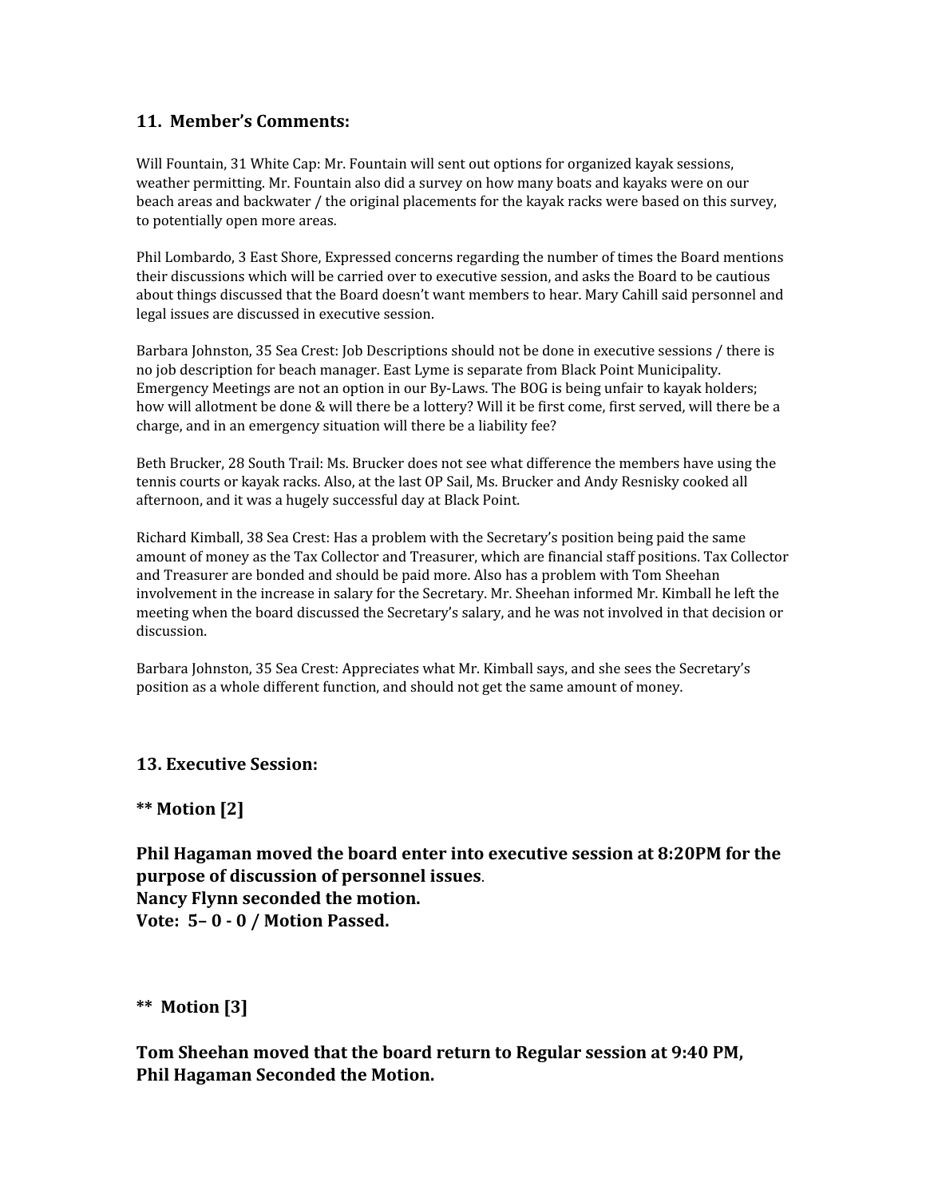## 11. Member's Comments:

Will Fountain, 31 White Cap: Mr. Fountain will sent out options for organized kayak sessions, weather permitting. Mr. Fountain also did a survey on how many boats and kayaks were on our beach areas and backwater / the original placements for the kayak racks were based on this survey, to potentially open more areas.

Phil Lombardo, 3 East Shore, Expressed concerns regarding the number of times the Board mentions their discussions which will be carried over to executive session, and asks the Board to be cautious about things discussed that the Board doesn't want members to hear. Mary Cahill said personnel and legal issues are discussed in executive session.

Barbara Johnston, 35 Sea Crest: Job Descriptions should not be done in executive sessions / there is no job description for beach manager. East Lyme is separate from Black Point Municipality. Emergency Meetings are not an option in our By-Laws. The BOG is being unfair to kayak holders; how will allotment be done & will there be a lottery? Will it be first come, first served, will there be a charge, and in an emergency situation will there be a liability fee?

Beth Brucker, 28 South Trail: Ms. Brucker does not see what difference the members have using the tennis courts or kayak racks. Also, at the last OP Sail, Ms. Brucker and Andy Resnisky cooked all afternoon, and it was a hugely successful day at Black Point.

Richard Kimball, 38 Sea Crest: Has a problem with the Secretary's position being paid the same amount of money as the Tax Collector and Treasurer, which are financial staff positions. Tax Collector and Treasurer are bonded and should be paid more. Also has a problem with Tom Sheehan involvement in the increase in salary for the Secretary. Mr. Sheehan informed Mr. Kimball he left the meeting when the board discussed the Secretary's salary, and he was not involved in that decision or discussion.

Barbara Johnston, 35 Sea Crest: Appreciates what Mr. Kimball says, and she sees the Secretary's position as a whole different function, and should not get the same amount of money.

## 13. Executive Session:

**** Motion [2]**

**Phil Hagaman moved the board enter into executive session at 8:20PM for the purpose of discussion of personnel issues**.
**Nancy Flynn seconded the motion.**
**Vote: 5– 0 - 0 / Motion Passed.**

**** Motion [3]**

**Tom Sheehan moved that the board return to Regular session at 9:40 PM,**
**Phil Hagaman Seconded the Motion.**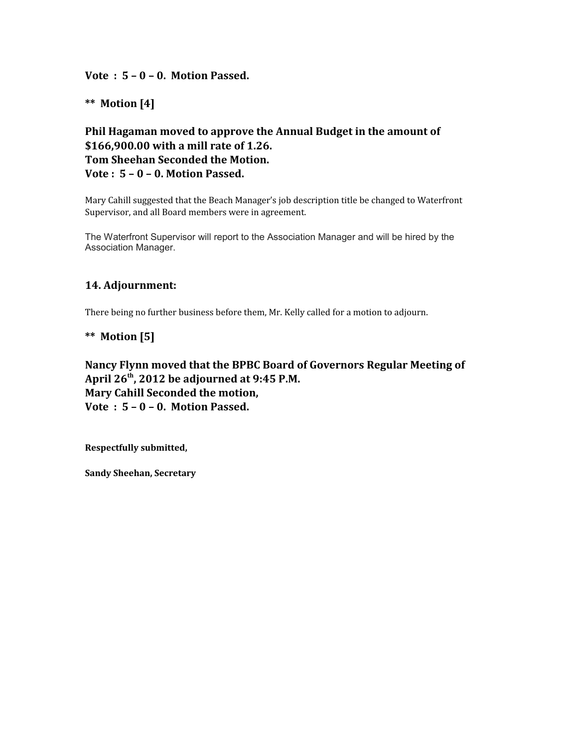**Vote : 5 – 0 – 0. Motion Passed.**

**** Motion [4]**

**Phil Hagaman moved to approve the Annual Budget in the amount of $166,900.00 with a mill rate of 1.26.**
**Tom Sheehan Seconded the Motion.**
**Vote : 5 – 0 – 0. Motion Passed.**

Mary Cahill suggested that the Beach Manager's job description title be changed to Waterfront Supervisor, and all Board members were in agreement.

The Waterfront Supervisor will report to the Association Manager and will be hired by the Association Manager.

## 14. Adjournment:

There being no further business before them, Mr. Kelly called for a motion to adjourn.

**** Motion [5]**

**Nancy Flynn moved that the BPBC Board of Governors Regular Meeting of April 26th, 2012 be adjourned at 9:45 P.M.**
**Mary Cahill Seconded the motion,**
**Vote : 5 – 0 – 0. Motion Passed.**

**Respectfully submitted,**

**Sandy Sheehan, Secretary**